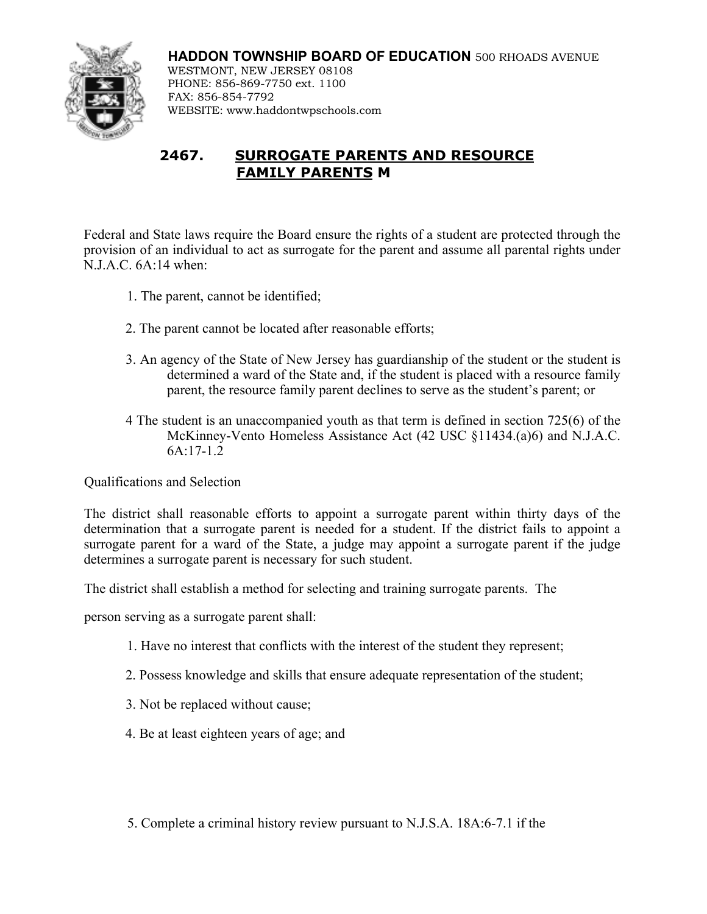**HADDON TOWNSHIP BOARD OF EDUCATION** 500 RHOADS AVENUE
WESTMONT, NEW JERSEY 08108
PHONE: 856-869-7750 ext. 1100
FAX: 856-854-7792
WEBSITE: www.haddontwpschools.com

# 2467. SURROGATE PARENTS AND RESOURCE FAMILY PARENTS M

Federal and State laws require the Board ensure the rights of a student are protected through the provision of an individual to act as surrogate for the parent and assume all parental rights under N.J.A.C. 6A:14 when:

1. The parent, cannot be identified;

2. The parent cannot be located after reasonable efforts;

3. An agency of the State of New Jersey has guardianship of the student or the student is determined a ward of the State and, if the student is placed with a resource family parent, the resource family parent declines to serve as the student's parent; or

4 The student is an unaccompanied youth as that term is defined in section 725(6) of the McKinney-Vento Homeless Assistance Act (42 USC §11434.(a)6) and N.J.A.C. 6A:17-1.2

Qualifications and Selection

The district shall reasonable efforts to appoint a surrogate parent within thirty days of the determination that a surrogate parent is needed for a student. If the district fails to appoint a surrogate parent for a ward of the State, a judge may appoint a surrogate parent if the judge determines a surrogate parent is necessary for such student.

The district shall establish a method for selecting and training surrogate parents. The

person serving as a surrogate parent shall:

1. Have no interest that conflicts with the interest of the student they represent;

2. Possess knowledge and skills that ensure adequate representation of the student;

3. Not be replaced without cause;

4. Be at least eighteen years of age; and

5. Complete a criminal history review pursuant to N.J.S.A. 18A:6-7.1 if the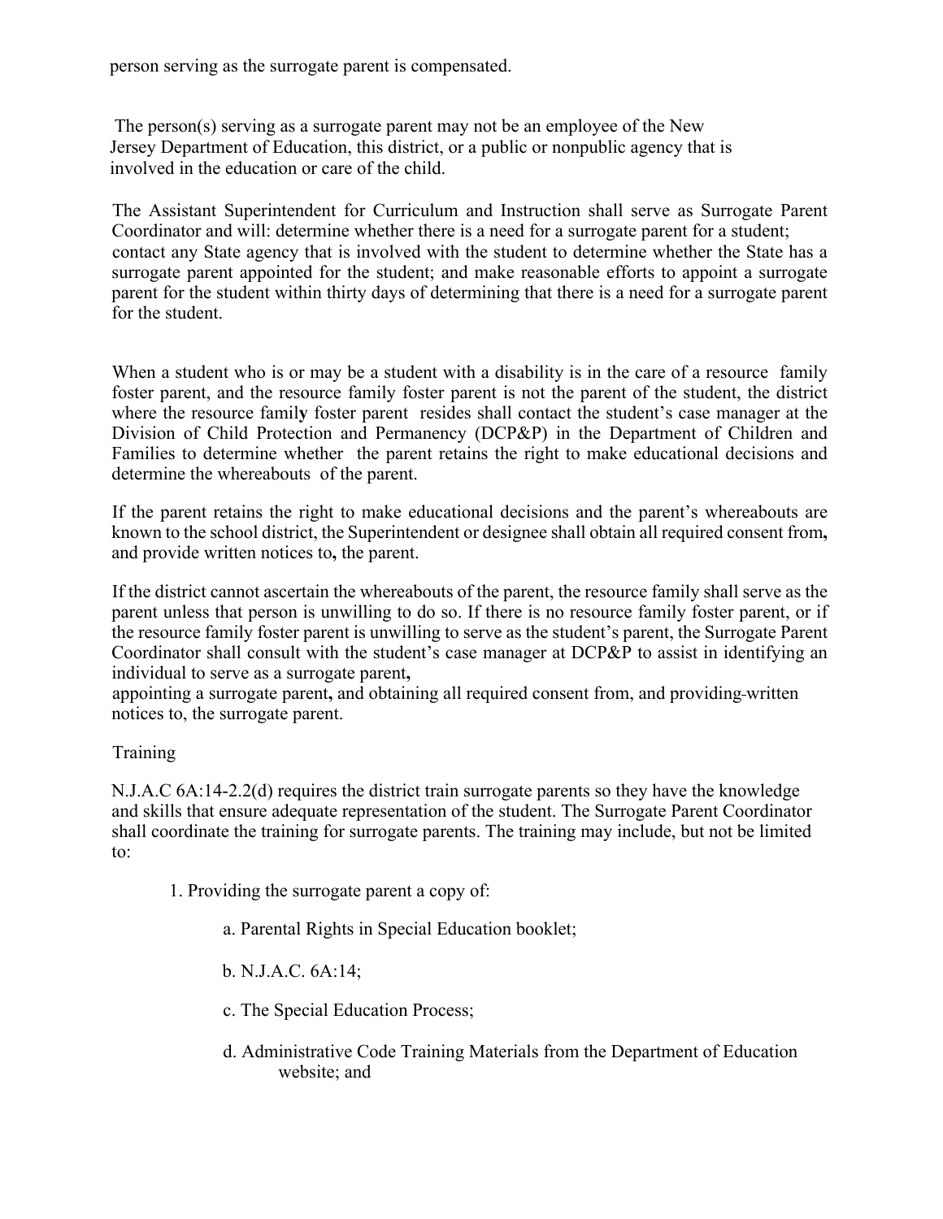person serving as the surrogate parent is compensated.

The person(s) serving as a surrogate parent may not be an employee of the New Jersey Department of Education, this district, or a public or nonpublic agency that is involved in the education or care of the child.

The Assistant Superintendent for Curriculum and Instruction shall serve as Surrogate Parent Coordinator and will: determine whether there is a need for a surrogate parent for a student; contact any State agency that is involved with the student to determine whether the State has a surrogate parent appointed for the student; and make reasonable efforts to appoint a surrogate parent for the student within thirty days of determining that there is a need for a surrogate parent for the student.

When a student who is or may be a student with a disability is in the care of a resource family foster parent, and the resource family foster parent is not the parent of the student, the district where the resource family foster parent resides shall contact the student's case manager at the Division of Child Protection and Permanency (DCP&P) in the Department of Children and Families to determine whether the parent retains the right to make educational decisions and determine the whereabouts of the parent.

If the parent retains the right to make educational decisions and the parent's whereabouts are known to the school district, the Superintendent or designee shall obtain all required consent from**,** and provide written notices to**,** the parent.

If the district cannot ascertain the whereabouts of the parent, the resource family shall serve as the parent unless that person is unwilling to do so. If there is no resource family foster parent, or if the resource family foster parent is unwilling to serve as the student's parent, the Surrogate Parent Coordinator shall consult with the student's case manager at DCP&P to assist in identifying an individual to serve as a surrogate parent**,** appointing a surrogate parent**,** and obtaining all required consent from, and providing written notices to, the surrogate parent.

Training

N.J.A.C 6A:14-2.2(d) requires the district train surrogate parents so they have the knowledge and skills that ensure adequate representation of the student. The Surrogate Parent Coordinator shall coordinate the training for surrogate parents. The training may include, but not be limited to:

1. Providing the surrogate parent a copy of:

   a. Parental Rights in Special Education booklet;

   b. N.J.A.C. 6A:14;

   c. The Special Education Process;

   d. Administrative Code Training Materials from the Department of Education website; and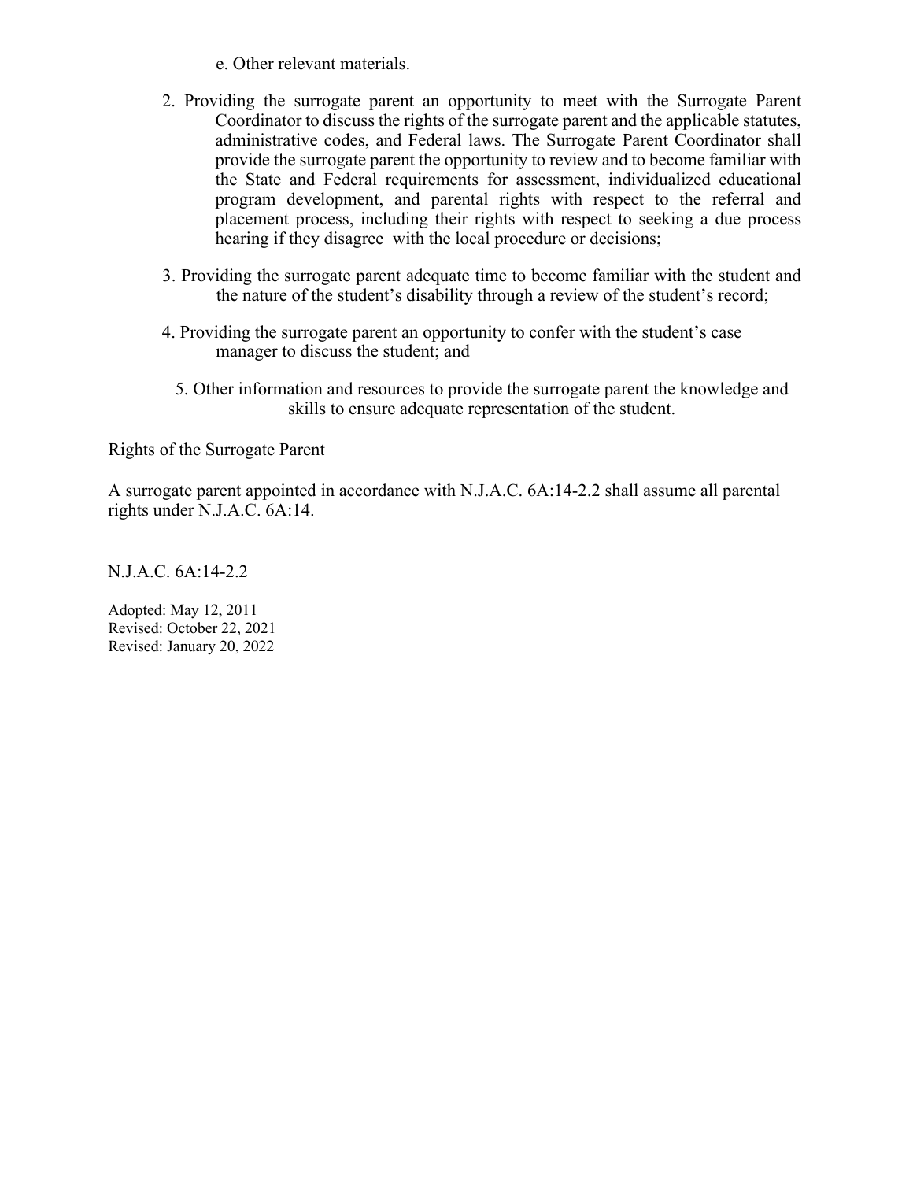e. Other relevant materials.

2. Providing the surrogate parent an opportunity to meet with the Surrogate Parent Coordinator to discuss the rights of the surrogate parent and the applicable statutes, administrative codes, and Federal laws. The Surrogate Parent Coordinator shall provide the surrogate parent the opportunity to review and to become familiar with the State and Federal requirements for assessment, individualized educational program development, and parental rights with respect to the referral and placement process, including their rights with respect to seeking a due process hearing if they disagree with the local procedure or decisions;

3. Providing the surrogate parent adequate time to become familiar with the student and the nature of the student's disability through a review of the student's record;

4. Providing the surrogate parent an opportunity to confer with the student's case manager to discuss the student; and

5. Other information and resources to provide the surrogate parent the knowledge and skills to ensure adequate representation of the student.

Rights of the Surrogate Parent

A surrogate parent appointed in accordance with N.J.A.C. 6A:14-2.2 shall assume all parental rights under N.J.A.C. 6A:14.

N.J.A.C. 6A:14-2.2

Adopted: May 12, 2011
Revised: October 22, 2021
Revised: January 20, 2022